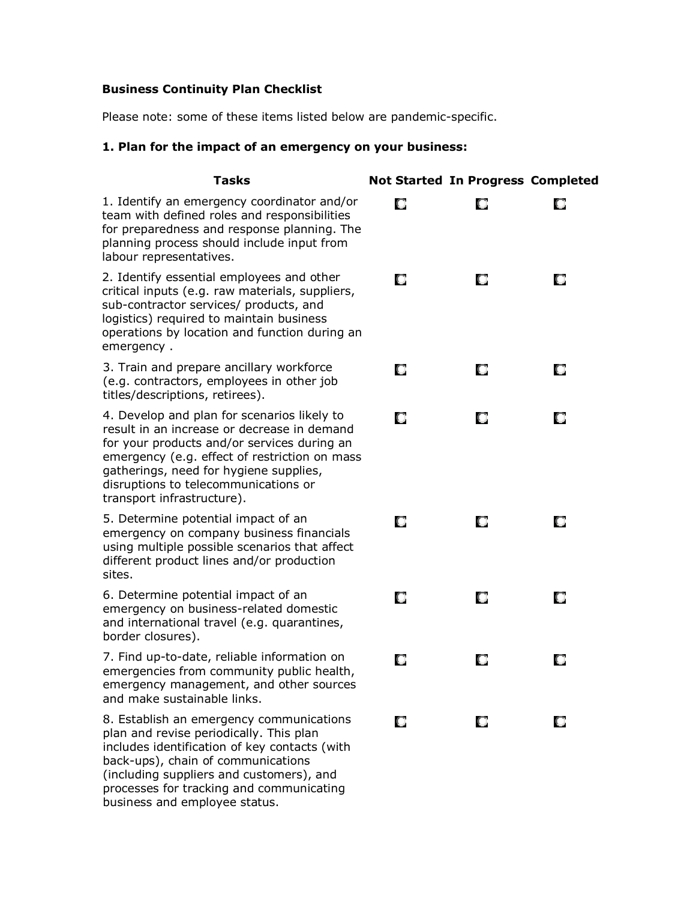**Business Continuity Plan Checklist**

Please note: some of these items listed below are pandemic-specific.

### 1. Plan for the impact of an emergency on your business:

| Tasks | Not Started | In Progress | Completed |
|---|---|---|---|
| 1. Identify an emergency coordinator and/or team with defined roles and responsibilities for preparedness and response planning. The planning process should include input from labour representatives. | ☐ | ☐ | ☐ |
| 2. Identify essential employees and other critical inputs (e.g. raw materials, suppliers, sub-contractor services/ products, and logistics) required to maintain business operations by location and function during an emergency . | ☐ | ☐ | ☐ |
| 3. Train and prepare ancillary workforce (e.g. contractors, employees in other job titles/descriptions, retirees). | ☐ | ☐ | ☐ |
| 4. Develop and plan for scenarios likely to result in an increase or decrease in demand for your products and/or services during an emergency (e.g. effect of restriction on mass gatherings, need for hygiene supplies, disruptions to telecommunications or transport infrastructure). | ☐ | ☐ | ☐ |
| 5. Determine potential impact of an emergency on company business financials using multiple possible scenarios that affect different product lines and/or production sites. | ☐ | ☐ | ☐ |
| 6. Determine potential impact of an emergency on business-related domestic and international travel (e.g. quarantines, border closures). | ☐ | ☐ | ☐ |
| 7. Find up-to-date, reliable information on emergencies from community public health, emergency management, and other sources and make sustainable links. | ☐ | ☐ | ☐ |
| 8. Establish an emergency communications plan and revise periodically. This plan includes identification of key contacts (with back-ups), chain of communications (including suppliers and customers), and processes for tracking and communicating business and employee status. | ☐ | ☐ | ☐ |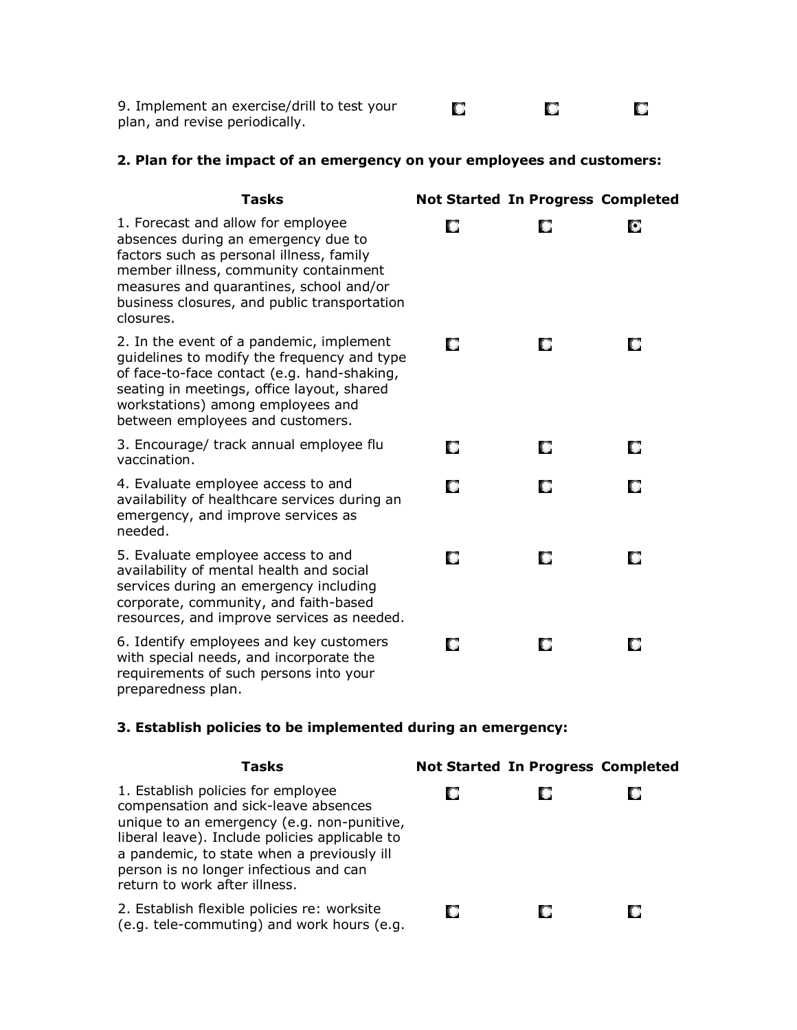| Tasks | Not Started | In Progress | Completed |
|---|---|---|---|
| 9. Implement an exercise/drill to test your plan, and revise periodically. | ☐ | ☐ | ☐ |

**2. Plan for the impact of an emergency on your employees and customers:**

| Tasks | Not Started | In Progress | Completed |
|---|---|---|---|
| 1. Forecast and allow for employee absences during an emergency due to factors such as personal illness, family member illness, community containment measures and quarantines, school and/or business closures, and public transportation closures. | ☐ | ☐ | ☒ |
| 2. In the event of a pandemic, implement guidelines to modify the frequency and type of face-to-face contact (e.g. hand-shaking, seating in meetings, office layout, shared workstations) among employees and between employees and customers. | ☐ | ☐ | ☐ |
| 3. Encourage/ track annual employee flu vaccination. | ☐ | ☐ | ☐ |
| 4. Evaluate employee access to and availability of healthcare services during an emergency, and improve services as needed. | ☐ | ☐ | ☐ |
| 5. Evaluate employee access to and availability of mental health and social services during an emergency including corporate, community, and faith-based resources, and improve services as needed. | ☐ | ☐ | ☐ |
| 6. Identify employees and key customers with special needs, and incorporate the requirements of such persons into your preparedness plan. | ☐ | ☐ | ☐ |

**3. Establish policies to be implemented during an emergency:**

| Tasks | Not Started | In Progress | Completed |
|---|---|---|---|
| 1. Establish policies for employee compensation and sick-leave absences unique to an emergency (e.g. non-punitive, liberal leave). Include policies applicable to a pandemic, to state when a previously ill person is no longer infectious and can return to work after illness. | ☐ | ☐ | ☐ |
| 2. Establish flexible policies re: worksite (e.g. tele-commuting) and work hours (e.g. | ☐ | ☐ | ☐ |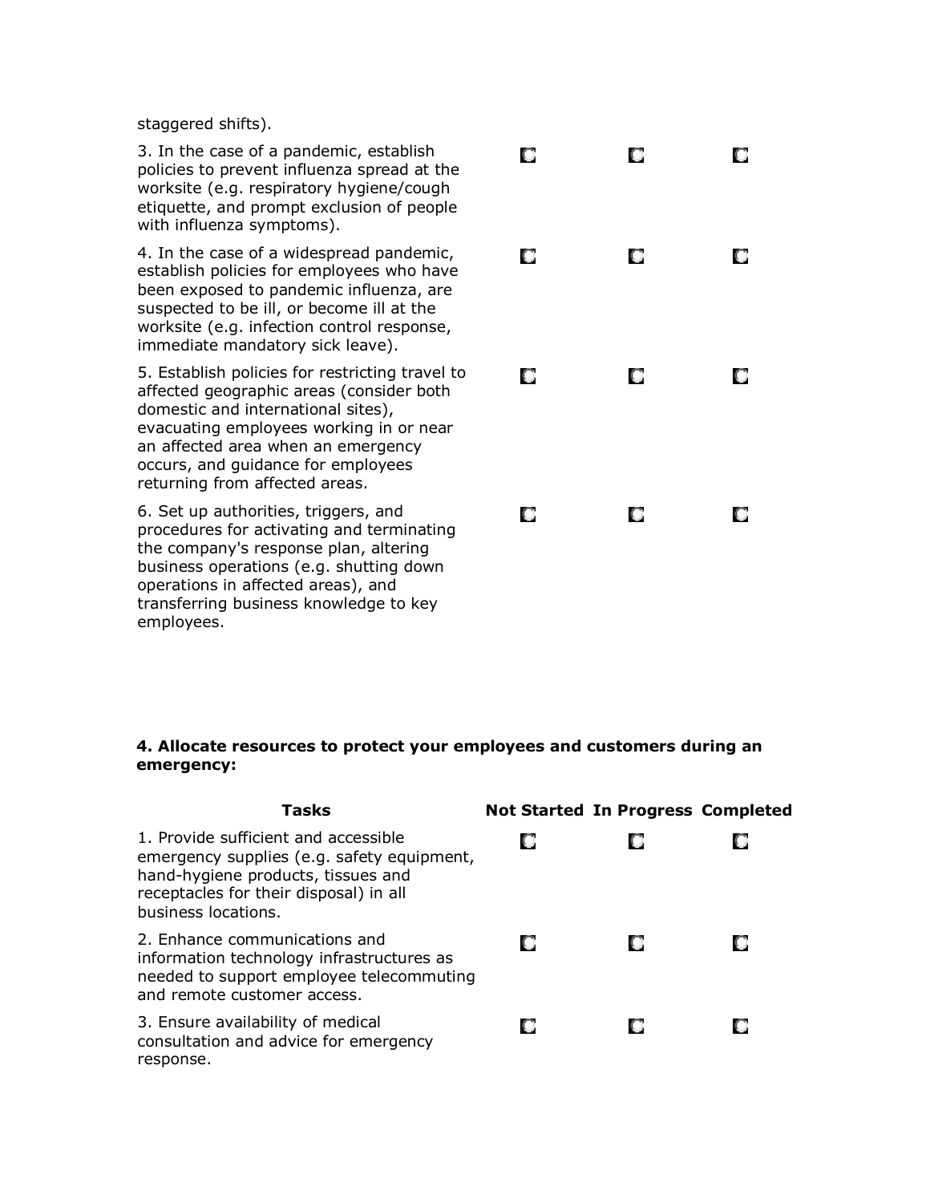| Tasks | Not Started | In Progress | Completed |
|---|---|---|---|
| staggered shifts). | | | |
| 3. In the case of a pandemic, establish policies to prevent influenza spread at the worksite (e.g. respiratory hygiene/cough etiquette, and prompt exclusion of people with influenza symptoms). | ☐ | ☐ | ☐ |
| 4. In the case of a widespread pandemic, establish policies for employees who have been exposed to pandemic influenza, are suspected to be ill, or become ill at the worksite (e.g. infection control response, immediate mandatory sick leave). | ☐ | ☐ | ☐ |
| 5. Establish policies for restricting travel to affected geographic areas (consider both domestic and international sites), evacuating employees working in or near an affected area when an emergency occurs, and guidance for employees returning from affected areas. | ☐ | ☐ | ☐ |
| 6. Set up authorities, triggers, and procedures for activating and terminating the company's response plan, altering business operations (e.g. shutting down operations in affected areas), and transferring business knowledge to key employees. | ☐ | ☐ | ☐ |

**4. Allocate resources to protect your employees and customers during an emergency:**

| Tasks | Not Started | In Progress | Completed |
|---|---|---|---|
| 1. Provide sufficient and accessible emergency supplies (e.g. safety equipment, hand-hygiene products, tissues and receptacles for their disposal) in all business locations. | ☐ | ☐ | ☐ |
| 2. Enhance communications and information technology infrastructures as needed to support employee telecommuting and remote customer access. | ☐ | ☐ | ☐ |
| 3. Ensure availability of medical consultation and advice for emergency response. | ☐ | ☐ | ☐ |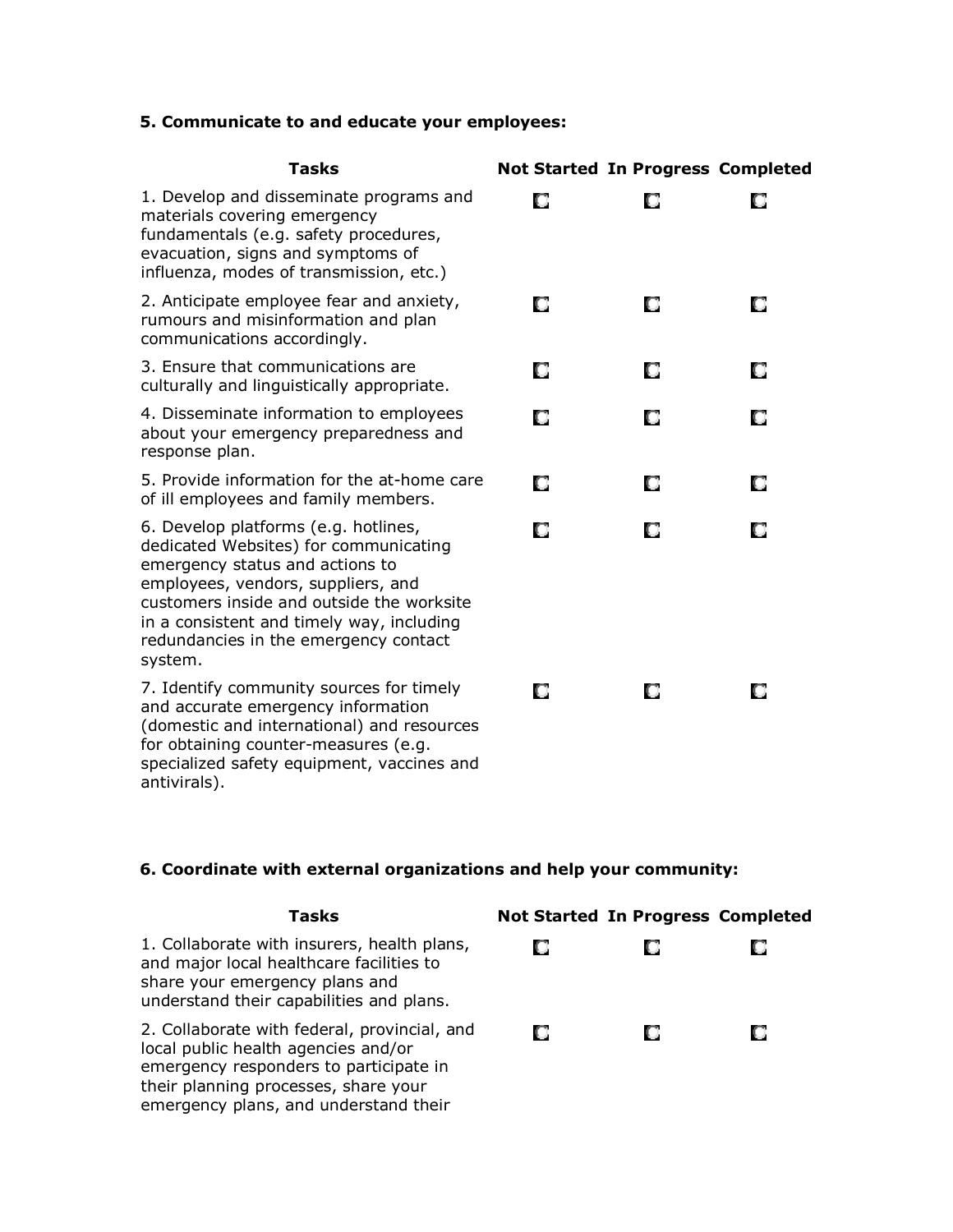**5. Communicate to and educate your employees:**

| Tasks | Not Started | In Progress | Completed |
|---|---|---|---|
| 1. Develop and disseminate programs and materials covering emergency fundamentals (e.g. safety procedures, evacuation, signs and symptoms of influenza, modes of transmission, etc.) | ☐ | ☐ | ☐ |
| 2. Anticipate employee fear and anxiety, rumours and misinformation and plan communications accordingly. | ☐ | ☐ | ☐ |
| 3. Ensure that communications are culturally and linguistically appropriate. | ☐ | ☐ | ☐ |
| 4. Disseminate information to employees about your emergency preparedness and response plan. | ☐ | ☐ | ☐ |
| 5. Provide information for the at-home care of ill employees and family members. | ☐ | ☐ | ☐ |
| 6. Develop platforms (e.g. hotlines, dedicated Websites) for communicating emergency status and actions to employees, vendors, suppliers, and customers inside and outside the worksite in a consistent and timely way, including redundancies in the emergency contact system. | ☐ | ☐ | ☐ |
| 7. Identify community sources for timely and accurate emergency information (domestic and international) and resources for obtaining counter-measures (e.g. specialized safety equipment, vaccines and antivirals). | ☐ | ☐ | ☐ |

**6. Coordinate with external organizations and help your community:**

| Tasks | Not Started | In Progress | Completed |
|---|---|---|---|
| 1. Collaborate with insurers, health plans, and major local healthcare facilities to share your emergency plans and understand their capabilities and plans. | ☐ | ☐ | ☐ |
| 2. Collaborate with federal, provincial, and local public health agencies and/or emergency responders to participate in their planning processes, share your emergency plans, and understand their | ☐ | ☐ | ☐ |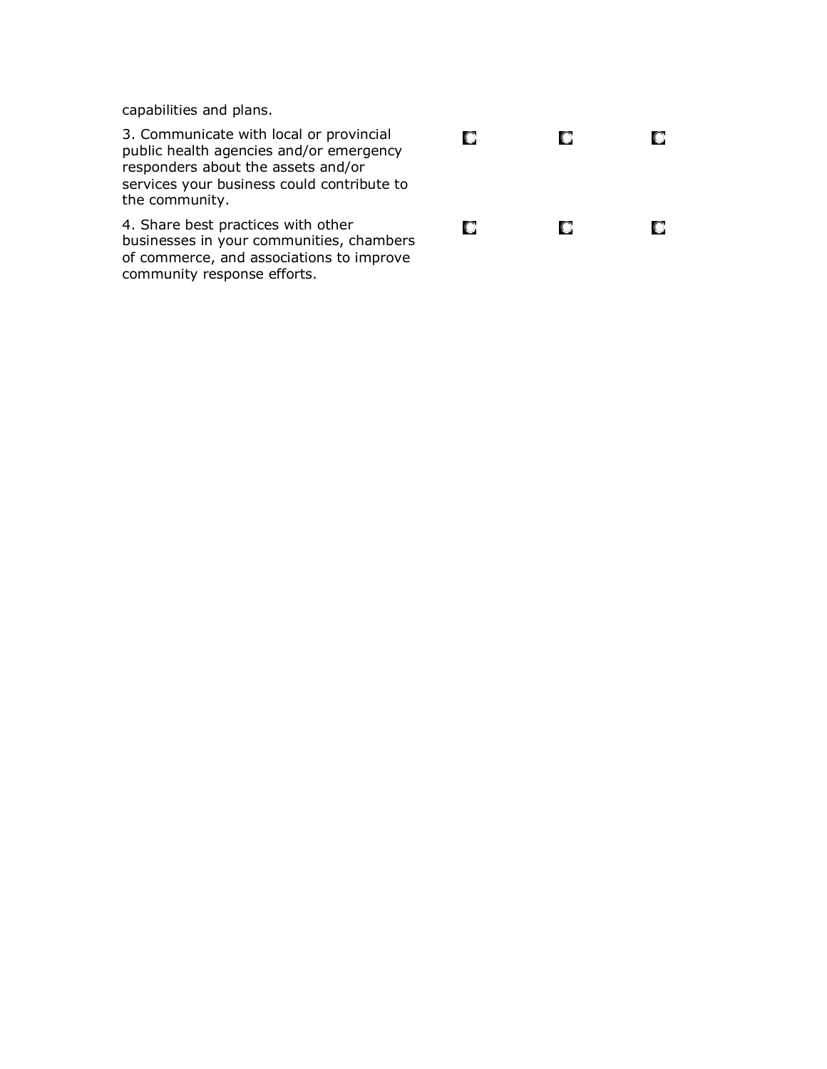capabilities and plans.

| | | | |
|---|---|---|---|
| 3. Communicate with local or provincial public health agencies and/or emergency responders about the assets and/or services your business could contribute to the community. | ○ | ○ | ○ |
| 4. Share best practices with other businesses in your communities, chambers of commerce, and associations to improve community response efforts. | ○ | ○ | ○ |